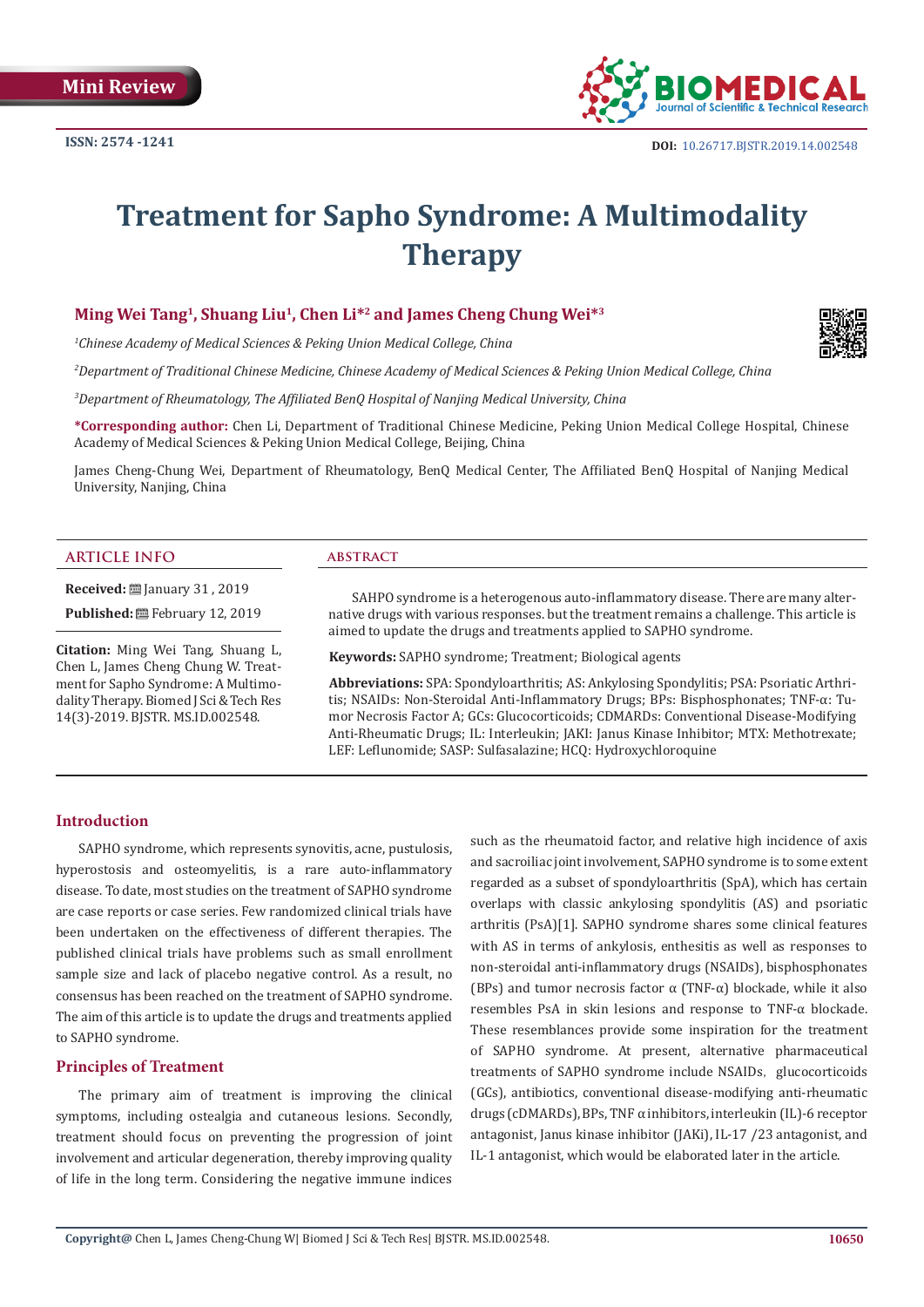Mini Review

ISSN: 2574 -1241

DOI: 10.26717.BJSTR.2019.14.002548

# Treatment for Sapho Syndrome: A Multimodality Therapy

**Ming Wei Tang[1], Shuang Liu[1], Chen Li*[2] and James Cheng Chung Wei*[3]**

*[1]Chinese Academy of Medical Sciences & Peking Union Medical College, China*

*[2]Department of Traditional Chinese Medicine, Chinese Academy of Medical Sciences & Peking Union Medical College, China*

*[3]Department of Rheumatology, The Affiliated BenQ Hospital of Nanjing Medical University, China*

**\*Corresponding author:** Chen Li, Department of Traditional Chinese Medicine, Peking Union Medical College Hospital, Chinese Academy of Medical Sciences & Peking Union Medical College, Beijing, China

James Cheng-Chung Wei, Department of Rheumatology, BenQ Medical Center, The Affiliated BenQ Hospital of Nanjing Medical University, Nanjing, China

## ARTICLE INFO

**Received:** January 31 , 2019

**Published:** February 12, 2019

**Citation:** Ming Wei Tang, Shuang L, Chen L, James Cheng Chung W. Treatment for Sapho Syndrome: A Multimodality Therapy. Biomed J Sci & Tech Res 14(3)-2019. BJSTR. MS.ID.002548.

## ABSTRACT

SAHPO syndrome is a heterogenous auto-inflammatory disease. There are many alternative drugs with various responses. but the treatment remains a challenge. This article is aimed to update the drugs and treatments applied to SAPHO syndrome.

**Keywords:** SAPHO syndrome; Treatment; Biological agents

**Abbreviations:** SPA: Spondyloarthritis; AS: Ankylosing Spondylitis; PSA: Psoriatic Arthritis; NSAIDs: Non-Steroidal Anti-Inflammatory Drugs; BPs: Bisphosphonates; TNF-α: Tumor Necrosis Factor A; GCs: Glucocorticoids; CDMARDs: Conventional Disease-Modifying Anti-Rheumatic Drugs; IL: Interleukin; JAKI: Janus Kinase Inhibitor; MTX: Methotrexate; LEF: Leflunomide; SASP: Sulfasalazine; HCQ: Hydroxychloroquine

## Introduction

SAPHO syndrome, which represents synovitis, acne, pustulosis, hyperostosis and osteomyelitis, is a rare auto-inflammatory disease. To date, most studies on the treatment of SAPHO syndrome are case reports or case series. Few randomized clinical trials have been undertaken on the effectiveness of different therapies. The published clinical trials have problems such as small enrollment sample size and lack of placebo negative control. As a result, no consensus has been reached on the treatment of SAPHO syndrome. The aim of this article is to update the drugs and treatments applied to SAPHO syndrome.

## Principles of Treatment

The primary aim of treatment is improving the clinical symptoms, including ostealgia and cutaneous lesions. Secondly, treatment should focus on preventing the progression of joint involvement and articular degeneration, thereby improving quality of life in the long term. Considering the negative immune indices such as the rheumatoid factor, and relative high incidence of axis and sacroiliac joint involvement, SAPHO syndrome is to some extent regarded as a subset of spondyloarthritis (SpA), which has certain overlaps with classic ankylosing spondylitis (AS) and psoriatic arthritis (PsA)[1]. SAPHO syndrome shares some clinical features with AS in terms of ankylosis, enthesitis as well as responses to non-steroidal anti-inflammatory drugs (NSAIDs), bisphosphonates (BPs) and tumor necrosis factor α (TNF-α) blockade, while it also resembles PsA in skin lesions and response to TNF-α blockade. These resemblances provide some inspiration for the treatment of SAPHO syndrome. At present, alternative pharmaceutical treatments of SAPHO syndrome include NSAIDs, glucocorticoids (GCs), antibiotics, conventional disease-modifying anti-rheumatic drugs (cDMARDs), BPs, TNF α inhibitors, interleukin (IL)-6 receptor antagonist, Janus kinase inhibitor (JAKi), IL-17 /23 antagonist, and IL-1 antagonist, which would be elaborated later in the article.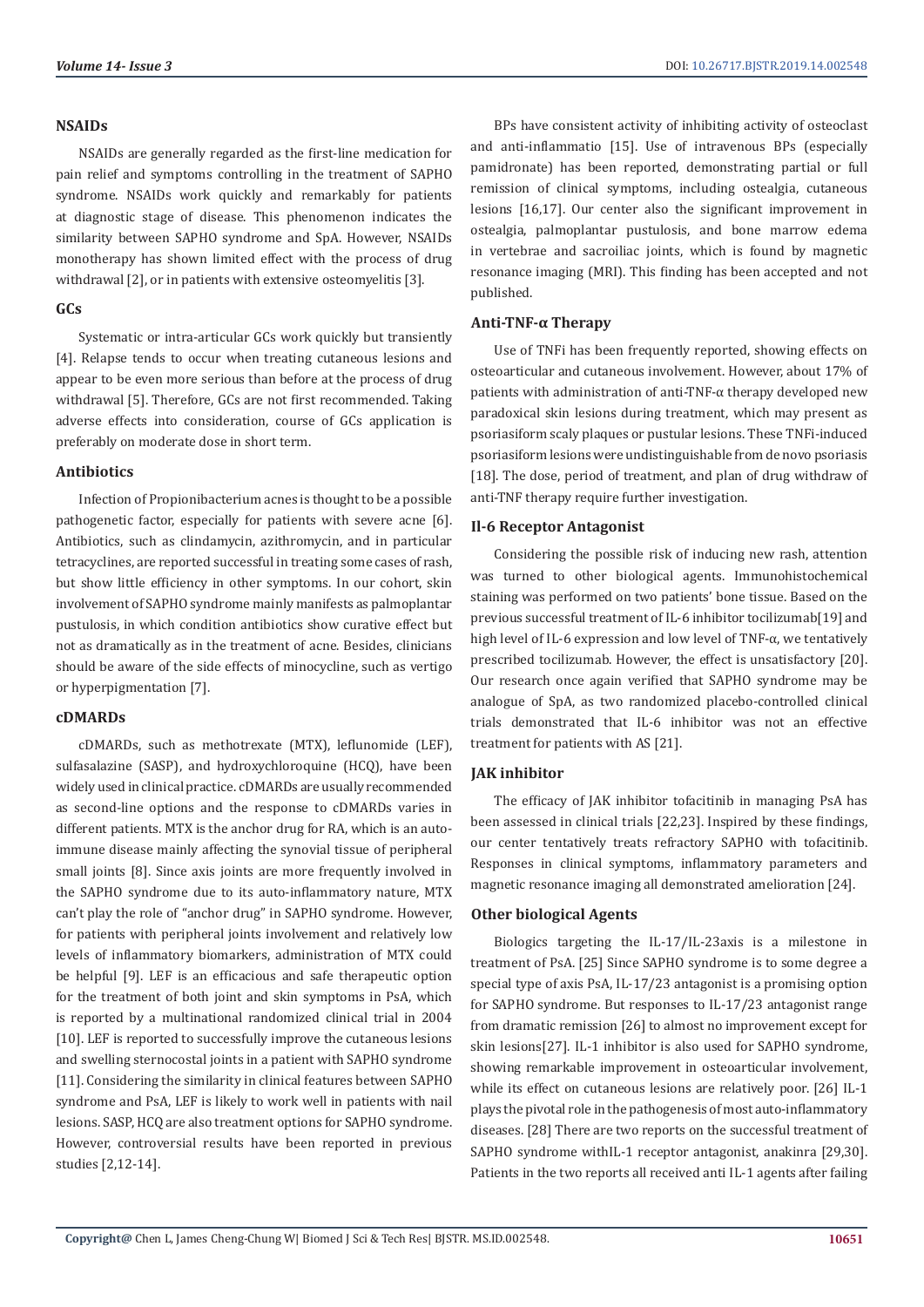### NSAIDs

NSAIDs are generally regarded as the first-line medication for pain relief and symptoms controlling in the treatment of SAPHO syndrome. NSAIDs work quickly and remarkably for patients at diagnostic stage of disease. This phenomenon indicates the similarity between SAPHO syndrome and SpA. However, NSAIDs monotherapy has shown limited effect with the process of drug withdrawal [2], or in patients with extensive osteomyelitis [3].

### GCs

Systematic or intra-articular GCs work quickly but transiently [4]. Relapse tends to occur when treating cutaneous lesions and appear to be even more serious than before at the process of drug withdrawal [5]. Therefore, GCs are not first recommended. Taking adverse effects into consideration, course of GCs application is preferably on moderate dose in short term.

### Antibiotics

Infection of Propionibacterium acnes is thought to be a possible pathogenetic factor, especially for patients with severe acne [6]. Antibiotics, such as clindamycin, azithromycin, and in particular tetracyclines, are reported successful in treating some cases of rash, but show little efficiency in other symptoms. In our cohort, skin involvement of SAPHO syndrome mainly manifests as palmoplantar pustulosis, in which condition antibiotics show curative effect but not as dramatically as in the treatment of acne. Besides, clinicians should be aware of the side effects of minocycline, such as vertigo or hyperpigmentation [7].

### cDMARDs

cDMARDs, such as methotrexate (MTX), leflunomide (LEF), sulfasalazine (SASP), and hydroxychloroquine (HCQ), have been widely used in clinical practice. cDMARDs are usually recommended as second-line options and the response to cDMARDs varies in different patients. MTX is the anchor drug for RA, which is an auto-immune disease mainly affecting the synovial tissue of peripheral small joints [8]. Since axis joints are more frequently involved in the SAPHO syndrome due to its auto-inflammatory nature, MTX can't play the role of "anchor drug" in SAPHO syndrome. However, for patients with peripheral joints involvement and relatively low levels of inflammatory biomarkers, administration of MTX could be helpful [9]. LEF is an efficacious and safe therapeutic option for the treatment of both joint and skin symptoms in PsA, which is reported by a multinational randomized clinical trial in 2004 [10]. LEF is reported to successfully improve the cutaneous lesions and swelling sternocostal joints in a patient with SAPHO syndrome [11]. Considering the similarity in clinical features between SAPHO syndrome and PsA, LEF is likely to work well in patients with nail lesions. SASP, HCQ are also treatment options for SAPHO syndrome. However, controversial results have been reported in previous studies [2,12-14].

BPs have consistent activity of inhibiting activity of osteoclast and anti-inflammatio [15]. Use of intravenous BPs (especially pamidronate) has been reported, demonstrating partial or full remission of clinical symptoms, including ostealgia, cutaneous lesions [16,17]. Our center also the significant improvement in ostealgia, palmoplantar pustulosis, and bone marrow edema in vertebrae and sacroiliac joints, which is found by magnetic resonance imaging (MRI). This finding has been accepted and not published.

### Anti-TNF-α Therapy

Use of TNFi has been frequently reported, showing effects on osteoarticular and cutaneous involvement. However, about 17% of patients with administration of anti-TNF-α therapy developed new paradoxical skin lesions during treatment, which may present as psoriasiform scaly plaques or pustular lesions. These TNFi-induced psoriasiform lesions were undistinguishable from de novo psoriasis [18]. The dose, period of treatment, and plan of drug withdraw of anti-TNF therapy require further investigation.

### Il-6 Receptor Antagonist

Considering the possible risk of inducing new rash, attention was turned to other biological agents. Immunohistochemical staining was performed on two patients' bone tissue. Based on the previous successful treatment of IL-6 inhibitor tocilizumab[19] and high level of IL-6 expression and low level of TNF-α, we tentatively prescribed tocilizumab. However, the effect is unsatisfactory [20]. Our research once again verified that SAPHO syndrome may be analogue of SpA, as two randomized placebo-controlled clinical trials demonstrated that IL-6 inhibitor was not an effective treatment for patients with AS [21].

### JAK inhibitor

The efficacy of JAK inhibitor tofacitinib in managing PsA has been assessed in clinical trials [22,23]. Inspired by these findings, our center tentatively treats refractory SAPHO with tofacitinib. Responses in clinical symptoms, inflammatory parameters and magnetic resonance imaging all demonstrated amelioration [24].

### Other biological Agents

Biologics targeting the IL-17/IL-23axis is a milestone in treatment of PsA. [25] Since SAPHO syndrome is to some degree a special type of axis PsA, IL-17/23 antagonist is a promising option for SAPHO syndrome. But responses to IL-17/23 antagonist range from dramatic remission [26] to almost no improvement except for skin lesions[27]. IL-1 inhibitor is also used for SAPHO syndrome, showing remarkable improvement in osteoarticular involvement, while its effect on cutaneous lesions are relatively poor. [26] IL-1 plays the pivotal role in the pathogenesis of most auto-inflammatory diseases. [28] There are two reports on the successful treatment of SAPHO syndrome withIL-1 receptor antagonist, anakinra [29,30]. Patients in the two reports all received anti IL-1 agents after failing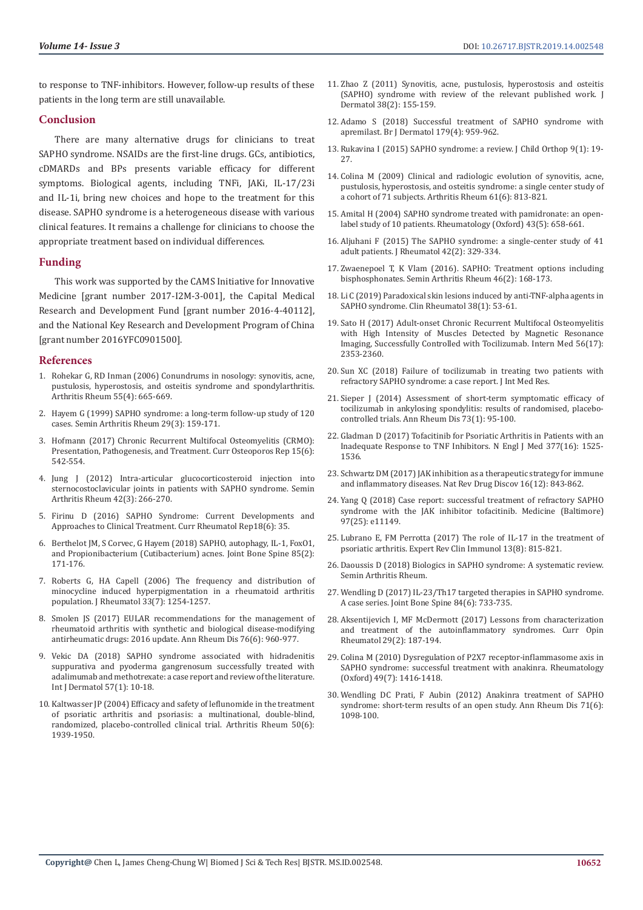to response to TNF-inhibitors. However, follow-up results of these patients in the long term are still unavailable.

## Conclusion

There are many alternative drugs for clinicians to treat SAPHO syndrome. NSAIDs are the first-line drugs. GCs, antibiotics, cDMARDs and BPs presents variable efficacy for different symptoms. Biological agents, including TNFi, JAKi, IL-17/23i and IL-1i, bring new choices and hope to the treatment for this disease. SAPHO syndrome is a heterogeneous disease with various clinical features. It remains a challenge for clinicians to choose the appropriate treatment based on individual differences.

## Funding

This work was supported by the CAMS Initiative for Innovative Medicine [grant number 2017-I2M-3-001], the Capital Medical Research and Development Fund [grant number 2016-4-40112], and the National Key Research and Development Program of China [grant number 2016YFC0901500].

## References

1. Rohekar G, RD Inman (2006) Conundrums in nosology: synovitis, acne, pustulosis, hyperostosis, and osteitis syndrome and spondylarthritis. Arthritis Rheum 55(4): 665-669.
2. Hayem G (1999) SAPHO syndrome: a long-term follow-up study of 120 cases. Semin Arthritis Rheum 29(3): 159-171.
3. Hofmann (2017) Chronic Recurrent Multifocal Osteomyelitis (CRMO): Presentation, Pathogenesis, and Treatment. Curr Osteoporos Rep 15(6): 542-554.
4. Jung J (2012) Intra-articular glucocorticosteroid injection into sternocostoclavicular joints in patients with SAPHO syndrome. Semin Arthritis Rheum 42(3): 266-270.
5. Firinu D (2016) SAPHO Syndrome: Current Developments and Approaches to Clinical Treatment. Curr Rheumatol Rep18(6): 35.
6. Berthelot JM, S Corvec, G Hayem (2018) SAPHO, autophagy, IL-1, FoxO1, and Propionibacterium (Cutibacterium) acnes. Joint Bone Spine 85(2): 171-176.
7. Roberts G, HA Capell (2006) The frequency and distribution of minocycline induced hyperpigmentation in a rheumatoid arthritis population. J Rheumatol 33(7): 1254-1257.
8. Smolen JS (2017) EULAR recommendations for the management of rheumatoid arthritis with synthetic and biological disease-modifying antirheumatic drugs: 2016 update. Ann Rheum Dis 76(6): 960-977.
9. Vekic DA (2018) SAPHO syndrome associated with hidradenitis suppurativa and pyoderma gangrenosum successfully treated with adalimumab and methotrexate: a case report and review of the literature. Int J Dermatol 57(1): 10-18.
10. Kaltwasser JP (2004) Efficacy and safety of leflunomide in the treatment of psoriatic arthritis and psoriasis: a multinational, double-blind, randomized, placebo-controlled clinical trial. Arthritis Rheum 50(6): 1939-1950.
11. Zhao Z (2011) Synovitis, acne, pustulosis, hyperostosis and osteitis (SAPHO) syndrome with review of the relevant published work. J Dermatol 38(2): 155-159.
12. Adamo S (2018) Successful treatment of SAPHO syndrome with apremilast. Br J Dermatol 179(4): 959-962.
13. Rukavina I (2015) SAPHO syndrome: a review. J Child Orthop 9(1): 19-27.
14. Colina M (2009) Clinical and radiologic evolution of synovitis, acne, pustulosis, hyperostosis, and osteitis syndrome: a single center study of a cohort of 71 subjects. Arthritis Rheum 61(6): 813-821.
15. Amital H (2004) SAPHO syndrome treated with pamidronate: an open-label study of 10 patients. Rheumatology (Oxford) 43(5): 658-661.
16. Aljuhani F (2015) The SAPHO syndrome: a single-center study of 41 adult patients. J Rheumatol 42(2): 329-334.
17. Zwaenepoel T, K Vlam (2016). SAPHO: Treatment options including bisphosphonates. Semin Arthritis Rheum 46(2): 168-173.
18. Li C (2019) Paradoxical skin lesions induced by anti-TNF-alpha agents in SAPHO syndrome. Clin Rheumatol 38(1): 53-61.
19. Sato H (2017) Adult-onset Chronic Recurrent Multifocal Osteomyelitis with High Intensity of Muscles Detected by Magnetic Resonance Imaging, Successfully Controlled with Tocilizumab. Intern Med 56(17): 2353-2360.
20. Sun XC (2018) Failure of tocilizumab in treating two patients with refractory SAPHO syndrome: a case report. J Int Med Res.
21. Sieper J (2014) Assessment of short-term symptomatic efficacy of tocilizumab in ankylosing spondylitis: results of randomised, placebo-controlled trials. Ann Rheum Dis 73(1): 95-100.
22. Gladman D (2017) Tofacitinib for Psoriatic Arthritis in Patients with an Inadequate Response to TNF Inhibitors. N Engl J Med 377(16): 1525-1536.
23. Schwartz DM (2017) JAK inhibition as a therapeutic strategy for immune and inflammatory diseases. Nat Rev Drug Discov 16(12): 843-862.
24. Yang Q (2018) Case report: successful treatment of refractory SAPHO syndrome with the JAK inhibitor tofacitinib. Medicine (Baltimore) 97(25): e11149.
25. Lubrano E, FM Perrotta (2017) The role of IL-17 in the treatment of psoriatic arthritis. Expert Rev Clin Immunol 13(8): 815-821.
26. Daoussis D (2018) Biologics in SAPHO syndrome: A systematic review. Semin Arthritis Rheum.
27. Wendling D (2017) IL-23/Th17 targeted therapies in SAPHO syndrome. A case series. Joint Bone Spine 84(6): 733-735.
28. Aksentijevich I, MF McDermott (2017) Lessons from characterization and treatment of the autoinflammatory syndromes. Curr Opin Rheumatol 29(2): 187-194.
29. Colina M (2010) Dysregulation of P2X7 receptor-inflammasome axis in SAPHO syndrome: successful treatment with anakinra. Rheumatology (Oxford) 49(7): 1416-1418.
30. Wendling DC Prati, F Aubin (2012) Anakinra treatment of SAPHO syndrome: short-term results of an open study. Ann Rheum Dis 71(6): 1098-100.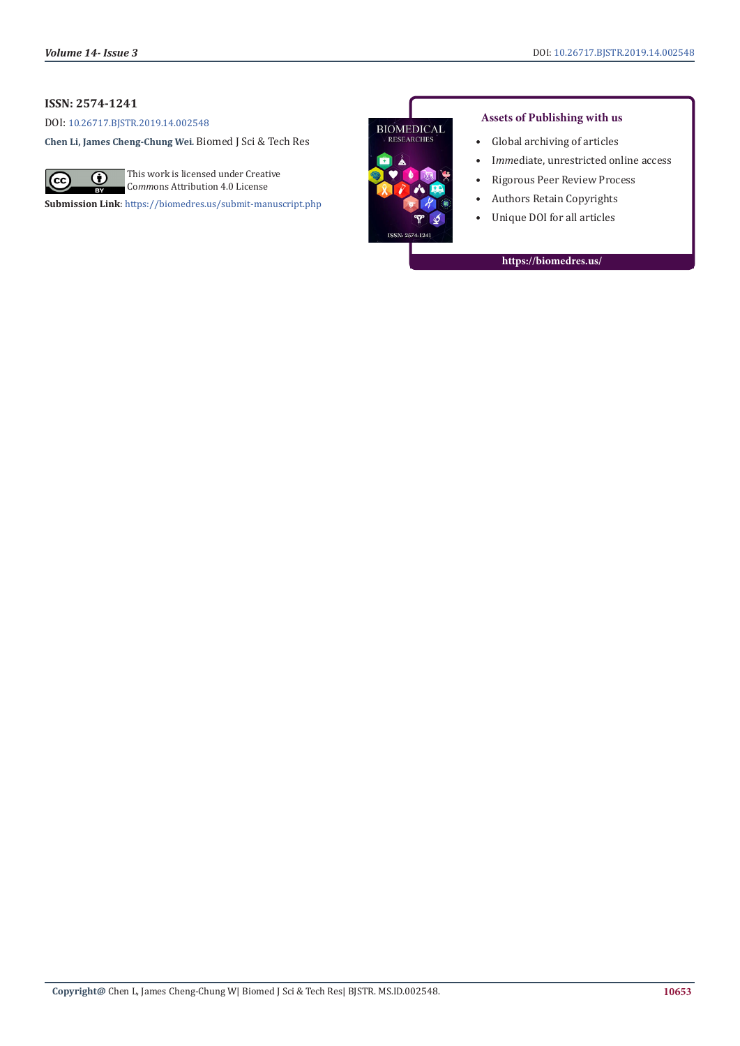**ISSN: 2574-1241**

DOI: 10.26717.BJSTR.2019.14.002548

**Chen Li, James Cheng-Chung Wei.** Biomed J Sci & Tech Res

This work is licensed under Creative Commons Attribution 4.0 License

**Submission Link**: https://biomedres.us/submit-manuscript.php

### Assets of Publishing with us

- Global archiving of articles
- Immediate, unrestricted online access
- Rigorous Peer Review Process
- Authors Retain Copyrights
- Unique DOI for all articles

**https://biomedres.us/**